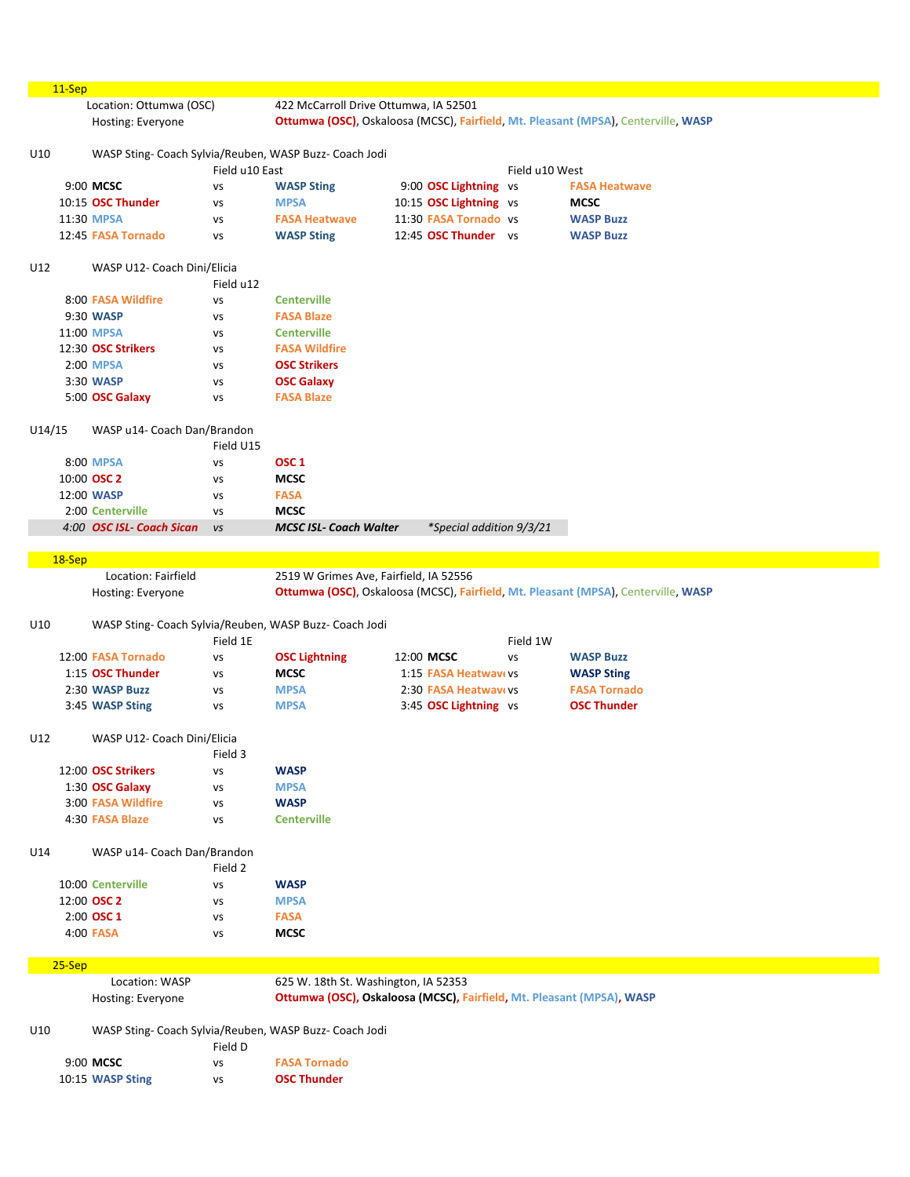## 11-Sep

Location: Ottumwa (OSC) — 422 McCarroll Drive Ottumwa, IA 52501

Hosting: Everyone — **Ottumwa (OSC)**, Oskaloosa (MCSC), **Fairfield**, **Mt. Pleasant (MPSA)**, Centerville, **WASP**

### U10

WASP Sting- Coach Sylvia/Reuben, WASP Buzz- Coach Jodi

| Field u10 East | | | | Field u10 West | | | |
|---|---|---|---|---|---|---|---|
| 9:00 | **MCSC** | vs | **WASP Sting** | 9:00 | **OSC Lightning** | vs | **FASA Heatwave** |
| 10:15 | **OSC Thunder** | vs | **MPSA** | 10:15 | **OSC Lightning** | vs | **MCSC** |
| 11:30 | **MPSA** | vs | **FASA Heatwave** | 11:30 | **FASA Tornado** | vs | **WASP Buzz** |
| 12:45 | **FASA Tornado** | vs | **WASP Sting** | 12:45 | **OSC Thunder** | vs | **WASP Buzz** |

### U12

WASP U12- Coach Dini/Elicia

Field u12

| Time | Team | | Team |
|---|---|---|---|
| 8:00 | **FASA Wildfire** | vs | **Centerville** |
| 9:30 | **WASP** | vs | **FASA Blaze** |
| 11:00 | **MPSA** | vs | **Centerville** |
| 12:30 | **OSC Strikers** | vs | **FASA Wildfire** |
| 2:00 | **MPSA** | vs | **OSC Strikers** |
| 3:30 | **WASP** | vs | **OSC Galaxy** |
| 5:00 | **OSC Galaxy** | vs | **FASA Blaze** |

### U14/15

WASP u14- Coach Dan/Brandon

Field U15

| Time | Team | | Team | |
|---|---|---|---|---|
| 8:00 | **MPSA** | vs | **OSC 1** | |
| 10:00 | **OSC 2** | vs | **MCSC** | |
| 12:00 | **WASP** | vs | **FASA** | |
| 2:00 | **Centerville** | vs | **MCSC** | |
| *4:00* | ***OSC ISL- Coach Sican*** | *vs* | ***MCSC ISL- Coach Walter*** | **Special addition 9/3/21* |

## 18-Sep

Location: Fairfield — 2519 W Grimes Ave, Fairfield, IA 52556

Hosting: Everyone — **Ottumwa (OSC)**, Oskaloosa (MCSC), **Fairfield**, **Mt. Pleasant (MPSA)**, Centerville, **WASP**

### U10

WASP Sting- Coach Sylvia/Reuben, WASP Buzz- Coach Jodi

| Field 1E | | | | Field 1W | | | |
|---|---|---|---|---|---|---|---|
| 12:00 | **FASA Tornado** | vs | **OSC Lightning** | 12:00 | **MCSC** | vs | **WASP Buzz** |
| 1:15 | **OSC Thunder** | vs | **MCSC** | 1:15 | **FASA Heatwave** | vs | **WASP Sting** |
| 2:30 | **WASP Buzz** | vs | **MPSA** | 2:30 | **FASA Heatwave** | vs | **FASA Tornado** |
| 3:45 | **WASP Sting** | vs | **MPSA** | 3:45 | **OSC Lightning** | vs | **OSC Thunder** |

### U12

WASP U12- Coach Dini/Elicia

Field 3

| Time | Team | | Team |
|---|---|---|---|
| 12:00 | **OSC Strikers** | vs | **WASP** |
| 1:30 | **OSC Galaxy** | vs | **MPSA** |
| 3:00 | **FASA Wildfire** | vs | **WASP** |
| 4:30 | **FASA Blaze** | vs | **Centerville** |

### U14

WASP u14- Coach Dan/Brandon

Field 2

| Time | Team | | Team |
|---|---|---|---|
| 10:00 | **Centerville** | vs | **WASP** |
| 12:00 | **OSC 2** | vs | **MPSA** |
| 2:00 | **OSC 1** | vs | **FASA** |
| 4:00 | **FASA** | vs | **MCSC** |

## 25-Sep

Location: WASP — 625 W. 18th St. Washington, IA 52353

Hosting: Everyone — **Ottumwa (OSC), Oskaloosa (MCSC)**, **Fairfield**, **Mt. Pleasant (MPSA)**, **WASP**

### U10

WASP Sting- Coach Sylvia/Reuben, WASP Buzz- Coach Jodi

Field D

| Time | Team | | Team |
|---|---|---|---|
| 9:00 | **MCSC** | vs | **FASA Tornado** |
| 10:15 | **WASP Sting** | vs | **OSC Thunder** |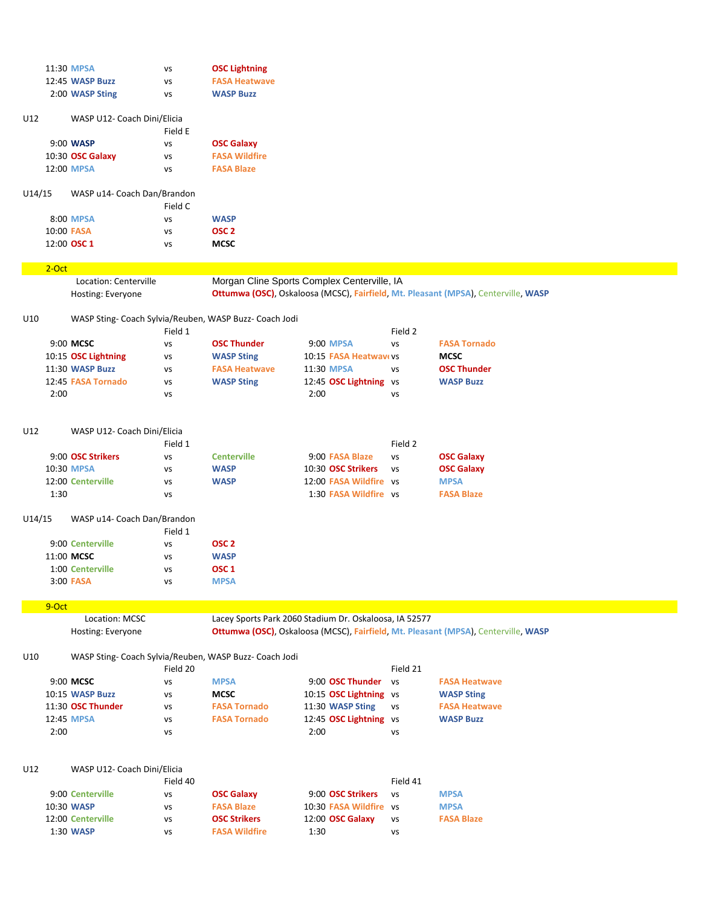| Time | Team | | Team |
|---|---|---|---|
| 11:30 | MPSA | vs | OSC Lightning |
| 12:45 | WASP Buzz | vs | FASA Heatwave |
| 2:00 | WASP Sting | vs | WASP Buzz |

**U12** — WASP U12- Coach Dini/Elicia

| Time | Field E | | |
|---|---|---|---|
| 9:00 | WASP | vs | OSC Galaxy |
| 10:30 | OSC Galaxy | vs | FASA Wildfire |
| 12:00 | MPSA | vs | FASA Blaze |

**U14/15** — WASP u14- Coach Dan/Brandon

| Time | Field C | | |
|---|---|---|---|
| 8:00 | MPSA | vs | WASP |
| 10:00 | FASA | vs | OSC 2 |
| 12:00 | OSC 1 | vs | MCSC |

## 2-Oct

Location: Centerville — Morgan Cline Sports Complex Centerville, IA

Hosting: Everyone — Ottumwa (OSC), Oskaloosa (MCSC), Fairfield, Mt. Pleasant (MPSA), Centerville, WASP

**U10** — WASP Sting- Coach Sylvia/Reuben, WASP Buzz- Coach Jodi

| Time | Field 1 | | | Time | Field 2 | | |
|---|---|---|---|---|---|---|---|
| 9:00 | MCSC | vs | OSC Thunder | 9:00 | MPSA | vs | FASA Tornado |
| 10:15 | OSC Lightning | vs | WASP Sting | 10:15 | FASA Heatwave | vs | MCSC |
| 11:30 | WASP Buzz | vs | FASA Heatwave | 11:30 | MPSA | vs | OSC Thunder |
| 12:45 | FASA Tornado | vs | WASP Sting | 12:45 | OSC Lightning | vs | WASP Buzz |
| 2:00 | | vs | | 2:00 | | vs | |

**U12** — WASP U12- Coach Dini/Elicia

| Time | Field 1 | | | Time | Field 2 | | |
|---|---|---|---|---|---|---|---|
| 9:00 | OSC Strikers | vs | Centerville | 9:00 | FASA Blaze | vs | OSC Galaxy |
| 10:30 | MPSA | vs | WASP | 10:30 | OSC Strikers | vs | OSC Galaxy |
| 12:00 | Centerville | vs | WASP | 12:00 | FASA Wildfire | vs | MPSA |
| 1:30 | | vs | | 1:30 | FASA Wildfire | vs | FASA Blaze |

**U14/15** — WASP u14- Coach Dan/Brandon

| Time | Field 1 | | |
|---|---|---|---|
| 9:00 | Centerville | vs | OSC 2 |
| 11:00 | MCSC | vs | WASP |
| 1:00 | Centerville | vs | OSC 1 |
| 3:00 | FASA | vs | MPSA |

## 9-Oct

Location: MCSC — Lacey Sports Park 2060 Stadium Dr. Oskaloosa, IA 52577

Hosting: Everyone — Ottumwa (OSC), Oskaloosa (MCSC), Fairfield, Mt. Pleasant (MPSA), Centerville, WASP

**U10** — WASP Sting- Coach Sylvia/Reuben, WASP Buzz- Coach Jodi

| Time | Field 20 | | | Time | Field 21 | | |
|---|---|---|---|---|---|---|---|
| 9:00 | MCSC | vs | MPSA | 9:00 | OSC Thunder | vs | FASA Heatwave |
| 10:15 | WASP Buzz | vs | MCSC | 10:15 | OSC Lightning | vs | WASP Sting |
| 11:30 | OSC Thunder | vs | FASA Tornado | 11:30 | WASP Sting | vs | FASA Heatwave |
| 12:45 | MPSA | vs | FASA Tornado | 12:45 | OSC Lightning | vs | WASP Buzz |
| 2:00 | | vs | | 2:00 | | vs | |

**U12** — WASP U12- Coach Dini/Elicia

| Time | Field 40 | | | Time | Field 41 | | |
|---|---|---|---|---|---|---|---|
| 9:00 | Centerville | vs | OSC Galaxy | 9:00 | OSC Strikers | vs | MPSA |
| 10:30 | WASP | vs | FASA Blaze | 10:30 | FASA Wildfire | vs | MPSA |
| 12:00 | Centerville | vs | OSC Strikers | 12:00 | OSC Galaxy | vs | FASA Blaze |
| 1:30 | WASP | vs | FASA Wildfire | 1:30 | | vs | |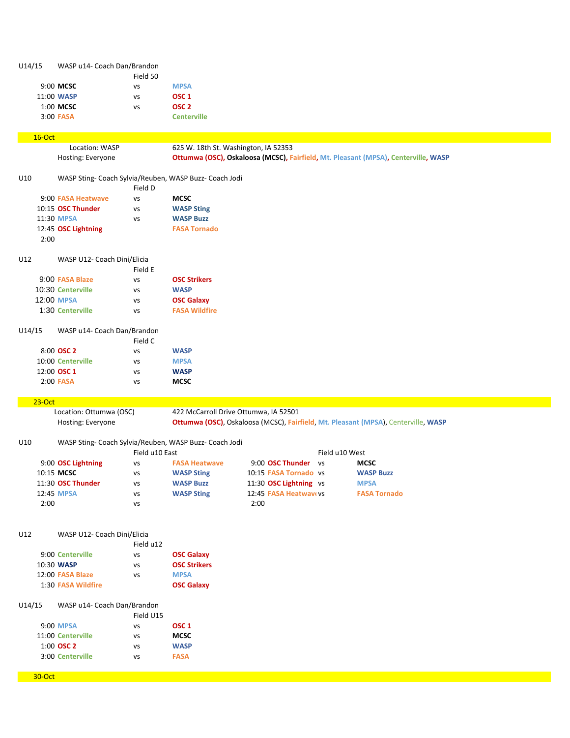U14/15 WASP u14- Coach Dan/Brandon

| Time | Field 50 | | |
|---|---|---|---|
| 9:00 | **MCSC** | vs | **MPSA** |
| 11:00 | **WASP** | vs | **OSC 1** |
| 1:00 | **MCSC** | vs | **OSC 2** |
| 3:00 | **FASA** | | **Centerville** |

## 16-Oct

Location: WASP — 625 W. 18th St. Washington, IA 52353

Hosting: Everyone — **Ottumwa (OSC), Oskaloosa (MCSC), Fairfield, Mt. Pleasant (MPSA), Centerville, WASP**

U10 WASP Sting- Coach Sylvia/Reuben, WASP Buzz- Coach Jodi

| Time | Field D | | |
|---|---|---|---|
| 9:00 | **FASA Heatwave** | vs | **MCSC** |
| 10:15 | **OSC Thunder** | vs | **WASP Sting** |
| 11:30 | **MPSA** | vs | **WASP Buzz** |
| 12:45 | **OSC Lightning** | | **FASA Tornado** |
| 2:00 | | | |

U12 WASP U12- Coach Dini/Elicia

| Time | Field E | | |
|---|---|---|---|
| 9:00 | **FASA Blaze** | vs | **OSC Strikers** |
| 10:30 | **Centerville** | vs | **WASP** |
| 12:00 | **MPSA** | vs | **OSC Galaxy** |
| 1:30 | **Centerville** | vs | **FASA Wildfire** |

U14/15 WASP u14- Coach Dan/Brandon

| Time | Field C | | |
|---|---|---|---|
| 8:00 | **OSC 2** | vs | **WASP** |
| 10:00 | **Centerville** | vs | **MPSA** |
| 12:00 | **OSC 1** | vs | **WASP** |
| 2:00 | **FASA** | vs | **MCSC** |

## 23-Oct

Location: Ottumwa (OSC) — 422 McCarroll Drive Ottumwa, IA 52501

Hosting: Everyone — **Ottumwa (OSC)**, Oskaloosa (MCSC), **Fairfield**, **Mt. Pleasant (MPSA)**, Centerville, **WASP**

U10 WASP Sting- Coach Sylvia/Reuben, WASP Buzz- Coach Jodi

| Time | Field u10 East | | | Time | Field u10 West | | |
|---|---|---|---|---|---|---|---|
| 9:00 | **OSC Lightning** | vs | **FASA Heatwave** | 9:00 | **OSC Thunder** | vs | **MCSC** |
| 10:15 | **MCSC** | vs | **WASP Sting** | 10:15 | **FASA Tornado** | vs | **WASP Buzz** |
| 11:30 | **OSC Thunder** | vs | **WASP Buzz** | 11:30 | **OSC Lightning** | vs | **MPSA** |
| 12:45 | **MPSA** | vs | **WASP Sting** | 12:45 | **FASA Heatwave** | vs | **FASA Tornado** |
| 2:00 | | vs | | 2:00 | | | |

U12 WASP U12- Coach Dini/Elicia

| Time | Field u12 | | |
|---|---|---|---|
| 9:00 | **Centerville** | vs | **OSC Galaxy** |
| 10:30 | **WASP** | vs | **OSC Strikers** |
| 12:00 | **FASA Blaze** | vs | **MPSA** |
| 1:30 | **FASA Wildfire** | | **OSC Galaxy** |

U14/15 WASP u14- Coach Dan/Brandon

| Time | Field U15 | | |
|---|---|---|---|
| 9:00 | **MPSA** | vs | **OSC 1** |
| 11:00 | **Centerville** | vs | **MCSC** |
| 1:00 | **OSC 2** | vs | **WASP** |
| 3:00 | **Centerville** | vs | **FASA** |

## 30-Oct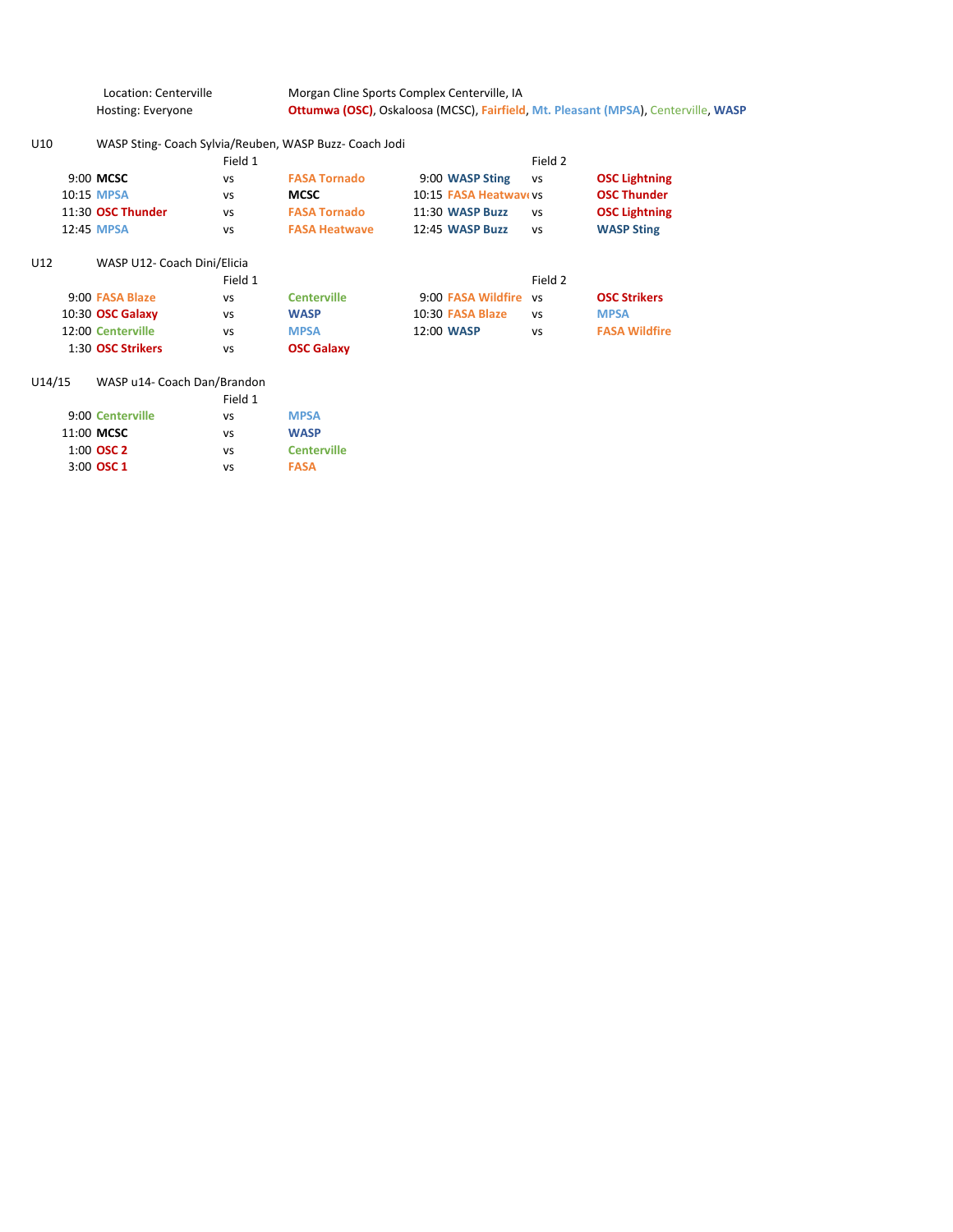Location: Centerville — Morgan Cline Sports Complex Centerville, IA

Hosting: Everyone — **Ottumwa (OSC)**, Oskaloosa (MCSC), **Fairfield**, **Mt. Pleasant (MPSA)**, Centerville, **WASP**

## U10

WASP Sting- Coach Sylvia/Reuben, WASP Buzz- Coach Jodi

| | Field 1 | | | | Field 2 | | |
|---|---|---|---|---|---|---|---|
| 9:00 | **MCSC** | vs | **FASA Tornado** | 9:00 | **WASP Sting** | vs | **OSC Lightning** |
| 10:15 | **MPSA** | vs | **MCSC** | 10:15 | **FASA Heatwave** | vs | **OSC Thunder** |
| 11:30 | **OSC Thunder** | vs | **FASA Tornado** | 11:30 | **WASP Buzz** | vs | **OSC Lightning** |
| 12:45 | **MPSA** | vs | **FASA Heatwave** | 12:45 | **WASP Buzz** | vs | **WASP Sting** |

## U12

WASP U12- Coach Dini/Elicia

| | Field 1 | | | | Field 2 | | |
|---|---|---|---|---|---|---|---|
| 9:00 | **FASA Blaze** | vs | **Centerville** | 9:00 | **FASA Wildfire** | vs | **OSC Strikers** |
| 10:30 | **OSC Galaxy** | vs | **WASP** | 10:30 | **FASA Blaze** | vs | **MPSA** |
| 12:00 | **Centerville** | vs | **MPSA** | 12:00 | **WASP** | vs | **FASA Wildfire** |
| 1:30 | **OSC Strikers** | vs | **OSC Galaxy** | | | | |

## U14/15

WASP u14- Coach Dan/Brandon

| | Field 1 | | |
|---|---|---|---|
| 9:00 | **Centerville** | vs | **MPSA** |
| 11:00 | **MCSC** | vs | **WASP** |
| 1:00 | **OSC 2** | vs | **Centerville** |
| 3:00 | **OSC 1** | vs | **FASA** |